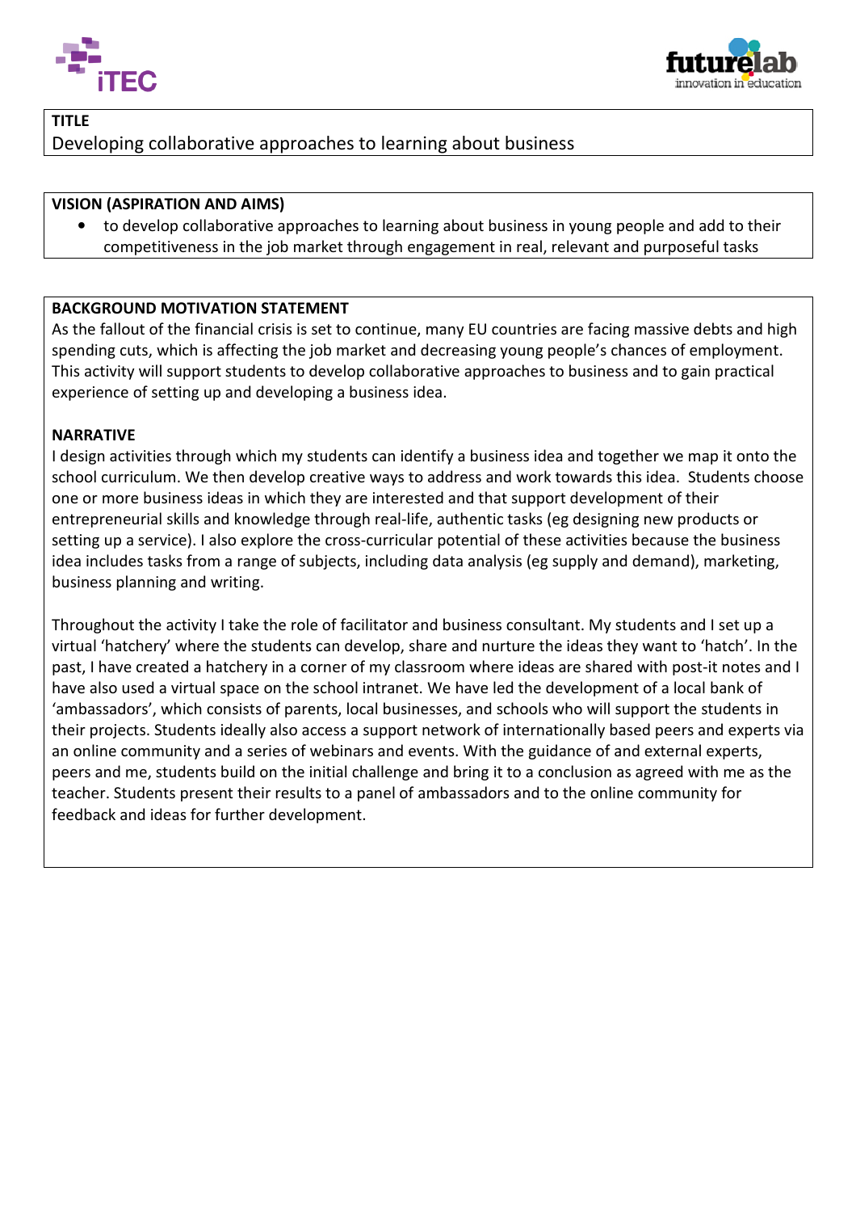## TITLE

Developing collaborative approaches to learning about business

## VISION (ASPIRATION AND AIMS)

- to develop collaborative approaches to learning about business in young people and add to their competitiveness in the job market through engagement in real, relevant and purposeful tasks

## BACKGROUND MOTIVATION STATEMENT

As the fallout of the financial crisis is set to continue, many EU countries are facing massive debts and high spending cuts, which is affecting the job market and decreasing young people's chances of employment. This activity will support students to develop collaborative approaches to business and to gain practical experience of setting up and developing a business idea.

## NARRATIVE

I design activities through which my students can identify a business idea and together we map it onto the school curriculum. We then develop creative ways to address and work towards this idea. Students choose one or more business ideas in which they are interested and that support development of their entrepreneurial skills and knowledge through real-life, authentic tasks (eg designing new products or setting up a service). I also explore the cross-curricular potential of these activities because the business idea includes tasks from a range of subjects, including data analysis (eg supply and demand), marketing, business planning and writing.

Throughout the activity I take the role of facilitator and business consultant. My students and I set up a virtual 'hatchery' where the students can develop, share and nurture the ideas they want to 'hatch'. In the past, I have created a hatchery in a corner of my classroom where ideas are shared with post-it notes and I have also used a virtual space on the school intranet. We have led the development of a local bank of 'ambassadors', which consists of parents, local businesses, and schools who will support the students in their projects. Students ideally also access a support network of internationally based peers and experts via an online community and a series of webinars and events. With the guidance of and external experts, peers and me, students build on the initial challenge and bring it to a conclusion as agreed with me as the teacher. Students present their results to a panel of ambassadors and to the online community for feedback and ideas for further development.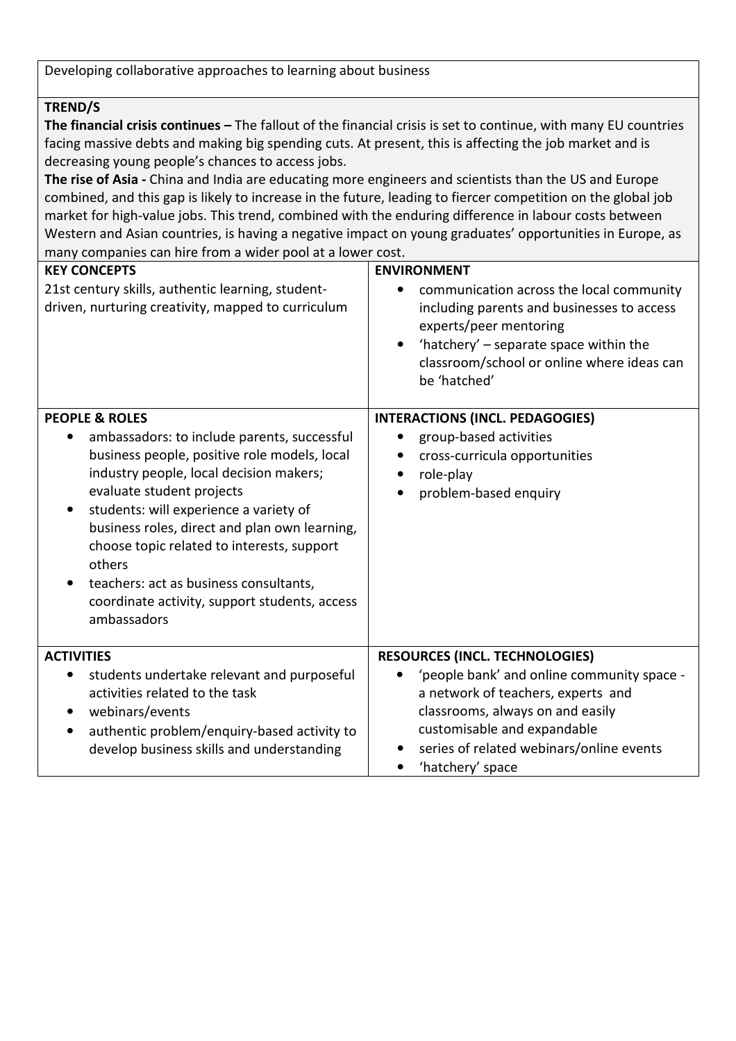Developing collaborative approaches to learning about business

**TREND/S**

**The financial crisis continues –** The fallout of the financial crisis is set to continue, with many EU countries facing massive debts and making big spending cuts. At present, this is affecting the job market and is decreasing young people's chances to access jobs.

**The rise of Asia -** China and India are educating more engineers and scientists than the US and Europe combined, and this gap is likely to increase in the future, leading to fiercer competition on the global job market for high-value jobs. This trend, combined with the enduring difference in labour costs between Western and Asian countries, is having a negative impact on young graduates' opportunities in Europe, as many companies can hire from a wider pool at a lower cost.

**KEY CONCEPTS**

21st century skills, authentic learning, student-driven, nurturing creativity, mapped to curriculum

**ENVIRONMENT**

- communication across the local community including parents and businesses to access experts/peer mentoring
- 'hatchery' – separate space within the classroom/school or online where ideas can be 'hatched'

**PEOPLE & ROLES**

- ambassadors: to include parents, successful business people, positive role models, local industry people, local decision makers; evaluate student projects
- students: will experience a variety of business roles, direct and plan own learning, choose topic related to interests, support others
- teachers: act as business consultants, coordinate activity, support students, access ambassadors

**INTERACTIONS (INCL. PEDAGOGIES)**

- group-based activities
- cross-curricula opportunities
- role-play
- problem-based enquiry

**ACTIVITIES**

- students undertake relevant and purposeful activities related to the task
- webinars/events
- authentic problem/enquiry-based activity to develop business skills and understanding

**RESOURCES (INCL. TECHNOLOGIES)**

- 'people bank' and online community space - a network of teachers, experts and classrooms, always on and easily customisable and expandable
- series of related webinars/online events
- 'hatchery' space